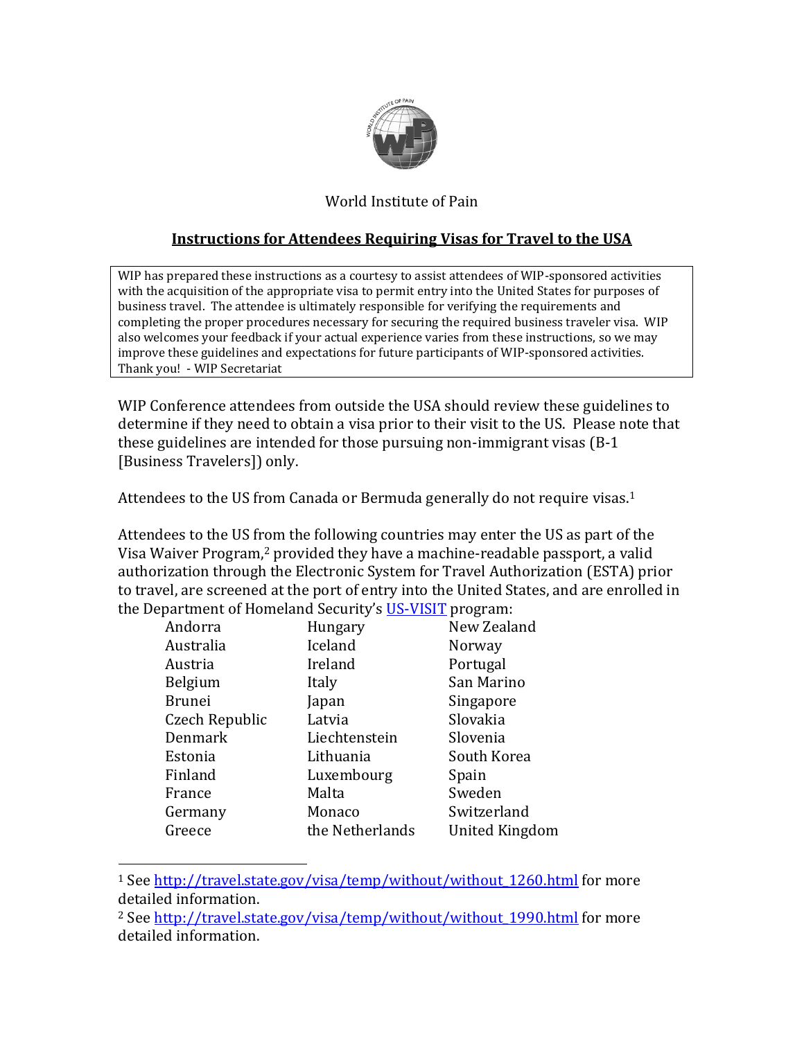World Institute of Pain

## Instructions for Attendees Requiring Visas for Travel to the USA

> WIP has prepared these instructions as a courtesy to assist attendees of WIP-sponsored activities with the acquisition of the appropriate visa to permit entry into the United States for purposes of business travel. The attendee is ultimately responsible for verifying the requirements and completing the proper procedures necessary for securing the required business traveler visa. WIP also welcomes your feedback if your actual experience varies from these instructions, so we may improve these guidelines and expectations for future participants of WIP-sponsored activities. Thank you! - WIP Secretariat

WIP Conference attendees from outside the USA should review these guidelines to determine if they need to obtain a visa prior to their visit to the US. Please note that these guidelines are intended for those pursuing non-immigrant visas (B-1 [Business Travelers]) only.

Attendees to the US from Canada or Bermuda generally do not require visas.[1]

Attendees to the US from the following countries may enter the US as part of the Visa Waiver Program,[2] provided they have a machine-readable passport, a valid authorization through the Electronic System for Travel Authorization (ESTA) prior to travel, are screened at the port of entry into the United States, and are enrolled in the Department of Homeland Security's US-VISIT program:

| | | |
|---|---|---|
| Andorra | Hungary | New Zealand |
| Australia | Iceland | Norway |
| Austria | Ireland | Portugal |
| Belgium | Italy | San Marino |
| Brunei | Japan | Singapore |
| Czech Republic | Latvia | Slovakia |
| Denmark | Liechtenstein | Slovenia |
| Estonia | Lithuania | South Korea |
| Finland | Luxembourg | Spain |
| France | Malta | Sweden |
| Germany | Monaco | Switzerland |
| Greece | the Netherlands | United Kingdom |

---

[1] See http://travel.state.gov/visa/temp/without/without_1260.html for more detailed information.

[2] See http://travel.state.gov/visa/temp/without/without_1990.html for more detailed information.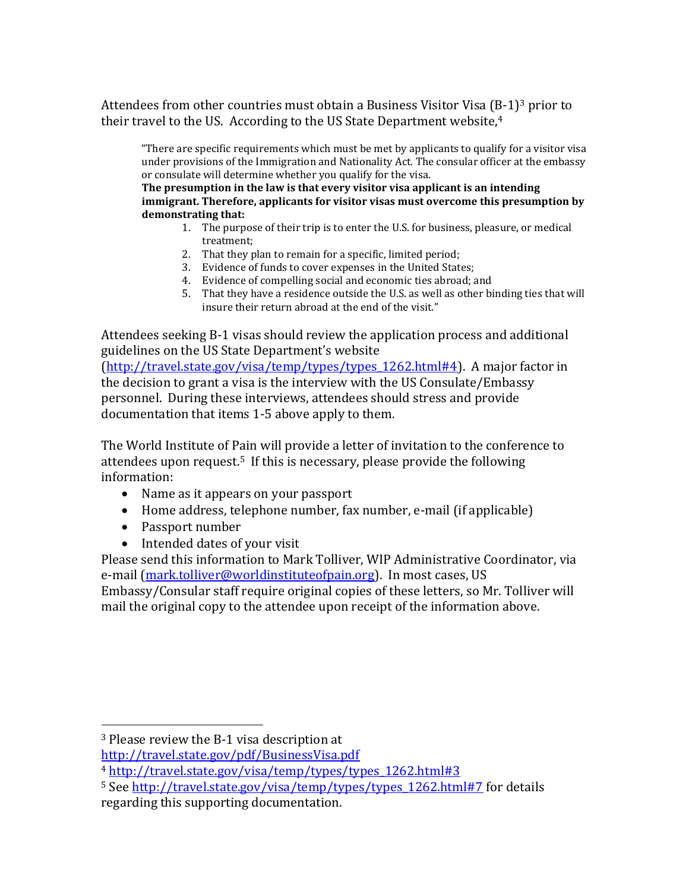Attendees from other countries must obtain a Business Visitor Visa (B-1)[3] prior to their travel to the US. According to the US State Department website,[4]

> "There are specific requirements which must be met by applicants to qualify for a visitor visa under provisions of the Immigration and Nationality Act. The consular officer at the embassy or consulate will determine whether you qualify for the visa.
> **The presumption in the law is that every visitor visa applicant is an intending immigrant. Therefore, applicants for visitor visas must overcome this presumption by demonstrating that:**
>
> 1. The purpose of their trip is to enter the U.S. for business, pleasure, or medical treatment;
> 2. That they plan to remain for a specific, limited period;
> 3. Evidence of funds to cover expenses in the United States;
> 4. Evidence of compelling social and economic ties abroad; and
> 5. That they have a residence outside the U.S. as well as other binding ties that will insure their return abroad at the end of the visit."

Attendees seeking B-1 visas should review the application process and additional guidelines on the US State Department's website (http://travel.state.gov/visa/temp/types/types_1262.html#4). A major factor in the decision to grant a visa is the interview with the US Consulate/Embassy personnel. During these interviews, attendees should stress and provide documentation that items 1-5 above apply to them.

The World Institute of Pain will provide a letter of invitation to the conference to attendees upon request.[5] If this is necessary, please provide the following information:

- Name as it appears on your passport
- Home address, telephone number, fax number, e-mail (if applicable)
- Passport number
- Intended dates of your visit

Please send this information to Mark Tolliver, WIP Administrative Coordinator, via e-mail (mark.tolliver@worldinstituteofpain.org). In most cases, US Embassy/Consular staff require original copies of these letters, so Mr. Tolliver will mail the original copy to the attendee upon receipt of the information above.

---

[3] Please review the B-1 visa description at http://travel.state.gov/pdf/BusinessVisa.pdf

[4] http://travel.state.gov/visa/temp/types/types_1262.html#3

[5] See http://travel.state.gov/visa/temp/types/types_1262.html#7 for details regarding this supporting documentation.